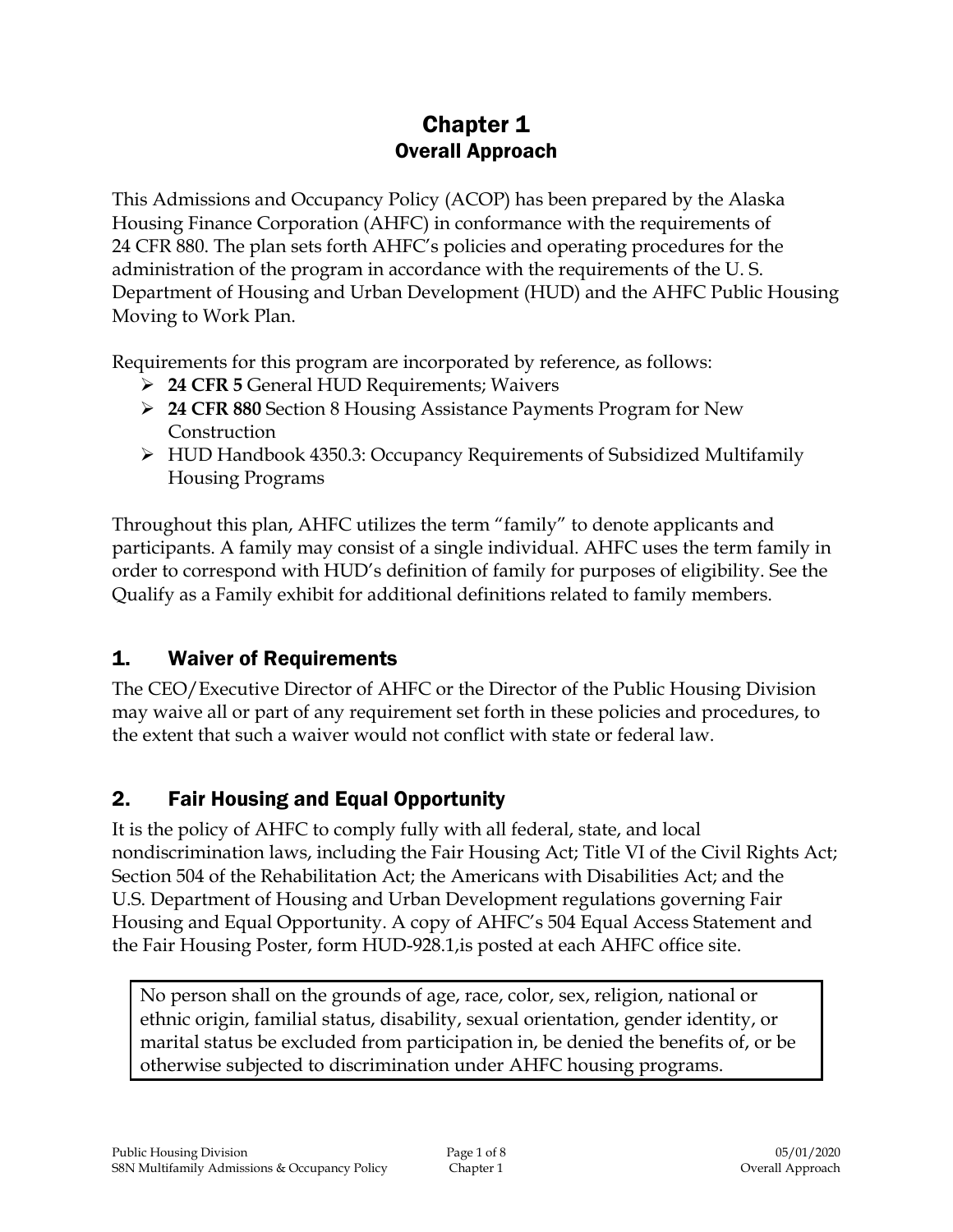# Chapter 1
## Overall Approach

This Admissions and Occupancy Policy (ACOP) has been prepared by the Alaska Housing Finance Corporation (AHFC) in conformance with the requirements of 24 CFR 880. The plan sets forth AHFC's policies and operating procedures for the administration of the program in accordance with the requirements of the U. S. Department of Housing and Urban Development (HUD) and the AHFC Public Housing Moving to Work Plan.

Requirements for this program are incorporated by reference, as follows:

- **24 CFR 5** General HUD Requirements; Waivers
- **24 CFR 880** Section 8 Housing Assistance Payments Program for New Construction
- HUD Handbook 4350.3: Occupancy Requirements of Subsidized Multifamily Housing Programs

Throughout this plan, AHFC utilizes the term "family" to denote applicants and participants. A family may consist of a single individual. AHFC uses the term family in order to correspond with HUD's definition of family for purposes of eligibility. See the Qualify as a Family exhibit for additional definitions related to family members.

## 1. Waiver of Requirements

The CEO/Executive Director of AHFC or the Director of the Public Housing Division may waive all or part of any requirement set forth in these policies and procedures, to the extent that such a waiver would not conflict with state or federal law.

## 2. Fair Housing and Equal Opportunity

It is the policy of AHFC to comply fully with all federal, state, and local nondiscrimination laws, including the Fair Housing Act; Title VI of the Civil Rights Act; Section 504 of the Rehabilitation Act; the Americans with Disabilities Act; and the U.S. Department of Housing and Urban Development regulations governing Fair Housing and Equal Opportunity. A copy of AHFC's 504 Equal Access Statement and the Fair Housing Poster, form HUD-928.1,is posted at each AHFC office site.

> No person shall on the grounds of age, race, color, sex, religion, national or ethnic origin, familial status, disability, sexual orientation, gender identity, or marital status be excluded from participation in, be denied the benefits of, or be otherwise subjected to discrimination under AHFC housing programs.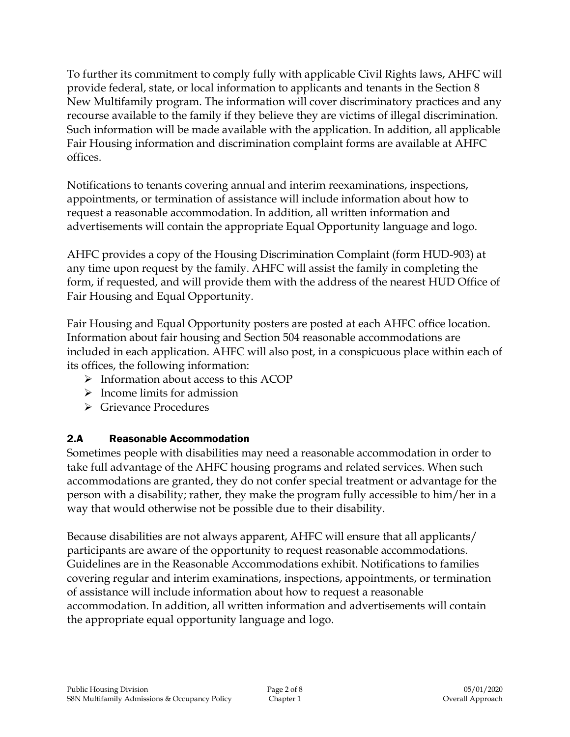To further its commitment to comply fully with applicable Civil Rights laws, AHFC will provide federal, state, or local information to applicants and tenants in the Section 8 New Multifamily program. The information will cover discriminatory practices and any recourse available to the family if they believe they are victims of illegal discrimination. Such information will be made available with the application. In addition, all applicable Fair Housing information and discrimination complaint forms are available at AHFC offices.

Notifications to tenants covering annual and interim reexaminations, inspections, appointments, or termination of assistance will include information about how to request a reasonable accommodation. In addition, all written information and advertisements will contain the appropriate Equal Opportunity language and logo.

AHFC provides a copy of the Housing Discrimination Complaint (form HUD-903) at any time upon request by the family. AHFC will assist the family in completing the form, if requested, and will provide them with the address of the nearest HUD Office of Fair Housing and Equal Opportunity.

Fair Housing and Equal Opportunity posters are posted at each AHFC office location. Information about fair housing and Section 504 reasonable accommodations are included in each application. AHFC will also post, in a conspicuous place within each of its offices, the following information:

- Information about access to this ACOP
- Income limits for admission
- Grievance Procedures

## 2.A Reasonable Accommodation

Sometimes people with disabilities may need a reasonable accommodation in order to take full advantage of the AHFC housing programs and related services. When such accommodations are granted, they do not confer special treatment or advantage for the person with a disability; rather, they make the program fully accessible to him/her in a way that would otherwise not be possible due to their disability.

Because disabilities are not always apparent, AHFC will ensure that all applicants/ participants are aware of the opportunity to request reasonable accommodations. Guidelines are in the Reasonable Accommodations exhibit. Notifications to families covering regular and interim examinations, inspections, appointments, or termination of assistance will include information about how to request a reasonable accommodation. In addition, all written information and advertisements will contain the appropriate equal opportunity language and logo.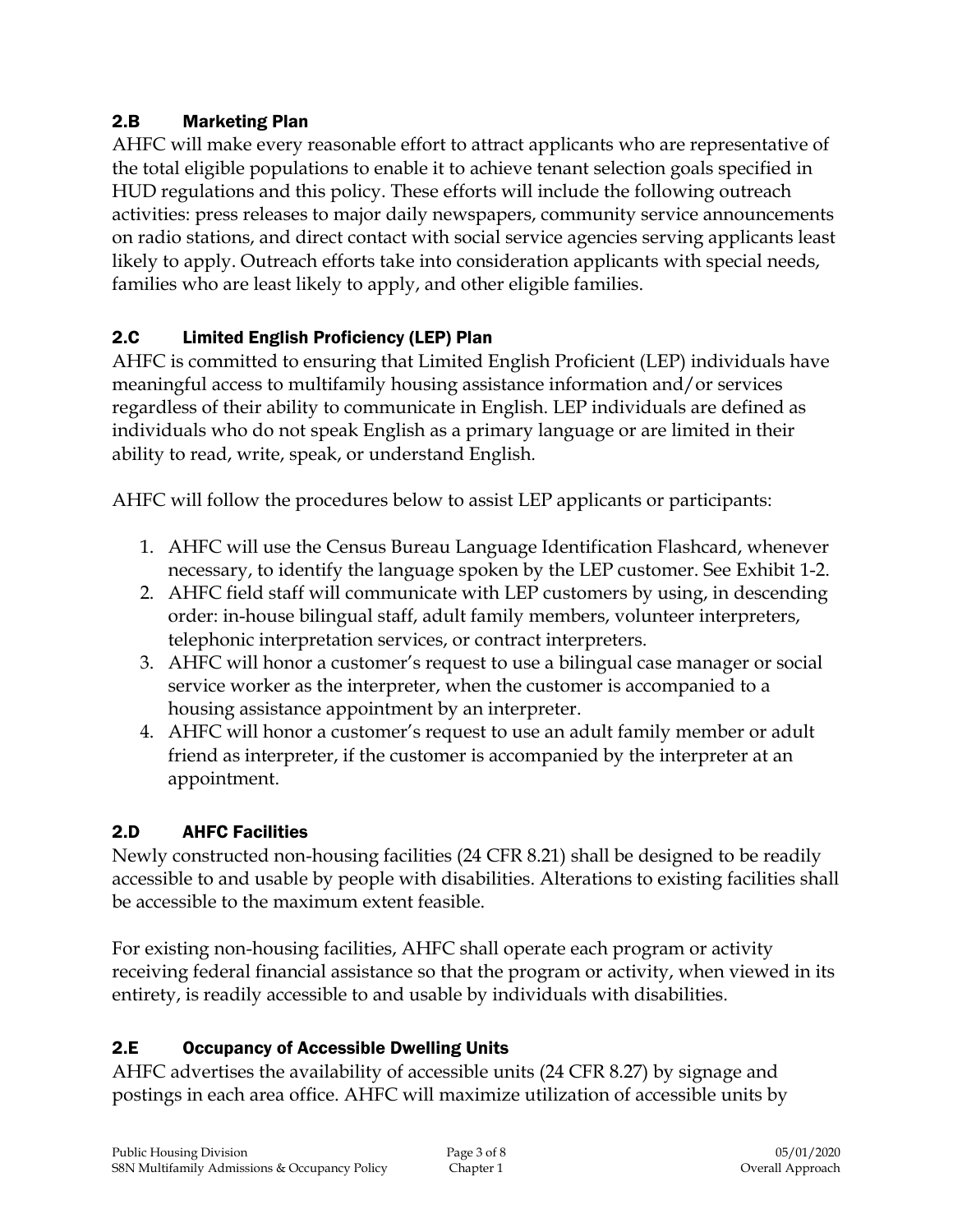## 2.B Marketing Plan

AHFC will make every reasonable effort to attract applicants who are representative of the total eligible populations to enable it to achieve tenant selection goals specified in HUD regulations and this policy. These efforts will include the following outreach activities: press releases to major daily newspapers, community service announcements on radio stations, and direct contact with social service agencies serving applicants least likely to apply. Outreach efforts take into consideration applicants with special needs, families who are least likely to apply, and other eligible families.

## 2.C Limited English Proficiency (LEP) Plan

AHFC is committed to ensuring that Limited English Proficient (LEP) individuals have meaningful access to multifamily housing assistance information and/or services regardless of their ability to communicate in English. LEP individuals are defined as individuals who do not speak English as a primary language or are limited in their ability to read, write, speak, or understand English.

AHFC will follow the procedures below to assist LEP applicants or participants:

1. AHFC will use the Census Bureau Language Identification Flashcard, whenever necessary, to identify the language spoken by the LEP customer. See Exhibit 1-2.
2. AHFC field staff will communicate with LEP customers by using, in descending order: in-house bilingual staff, adult family members, volunteer interpreters, telephonic interpretation services, or contract interpreters.
3. AHFC will honor a customer's request to use a bilingual case manager or social service worker as the interpreter, when the customer is accompanied to a housing assistance appointment by an interpreter.
4. AHFC will honor a customer's request to use an adult family member or adult friend as interpreter, if the customer is accompanied by the interpreter at an appointment.

## 2.D AHFC Facilities

Newly constructed non-housing facilities (24 CFR 8.21) shall be designed to be readily accessible to and usable by people with disabilities. Alterations to existing facilities shall be accessible to the maximum extent feasible.

For existing non-housing facilities, AHFC shall operate each program or activity receiving federal financial assistance so that the program or activity, when viewed in its entirety, is readily accessible to and usable by individuals with disabilities.

## 2.E Occupancy of Accessible Dwelling Units

AHFC advertises the availability of accessible units (24 CFR 8.27) by signage and postings in each area office. AHFC will maximize utilization of accessible units by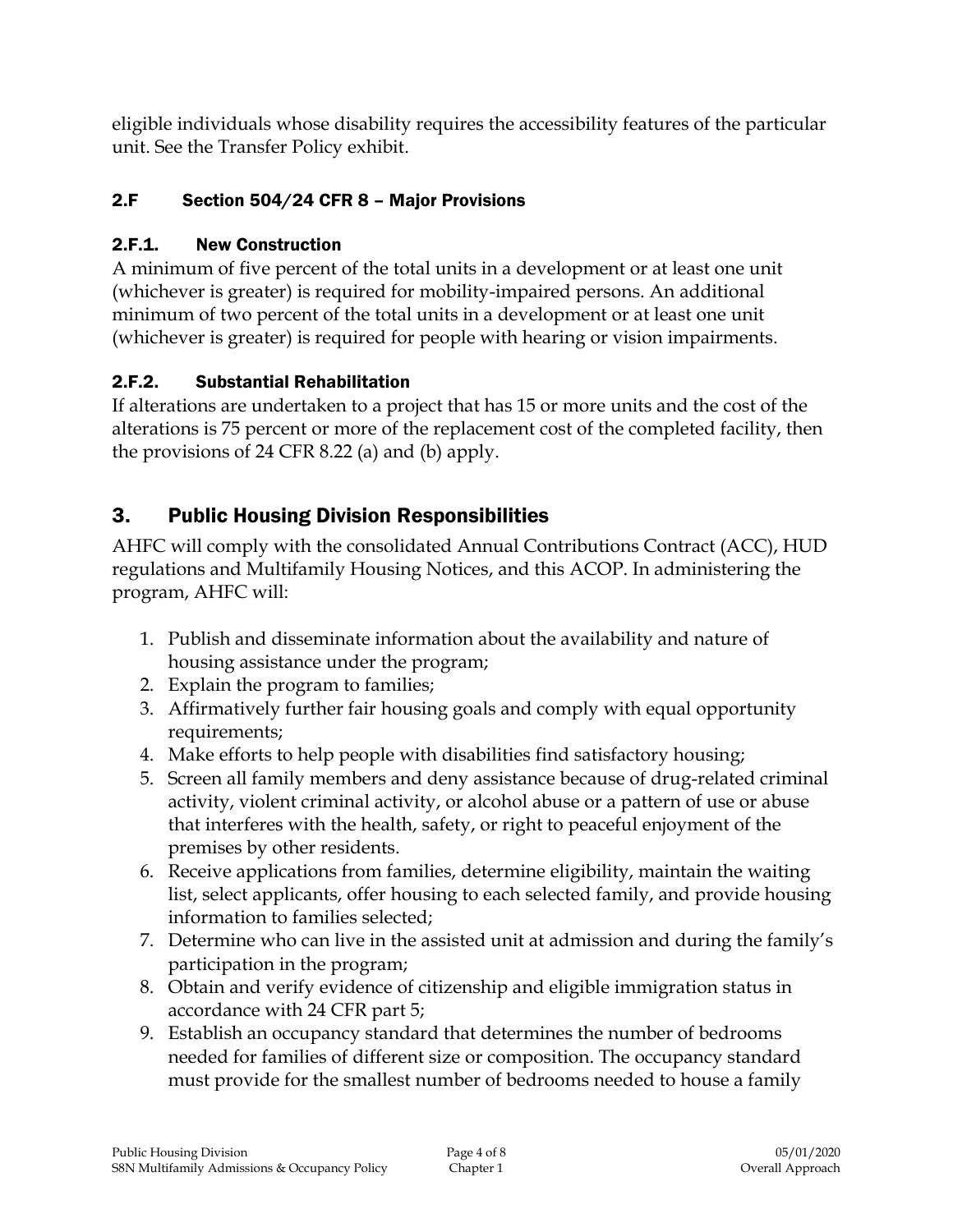eligible individuals whose disability requires the accessibility features of the particular unit. See the Transfer Policy exhibit.

### 2.F Section 504/24 CFR 8 – Major Provisions

#### 2.F.1. New Construction

A minimum of five percent of the total units in a development or at least one unit (whichever is greater) is required for mobility-impaired persons. An additional minimum of two percent of the total units in a development or at least one unit (whichever is greater) is required for people with hearing or vision impairments.

#### 2.F.2. Substantial Rehabilitation

If alterations are undertaken to a project that has 15 or more units and the cost of the alterations is 75 percent or more of the replacement cost of the completed facility, then the provisions of 24 CFR 8.22 (a) and (b) apply.

## 3. Public Housing Division Responsibilities

AHFC will comply with the consolidated Annual Contributions Contract (ACC), HUD regulations and Multifamily Housing Notices, and this ACOP. In administering the program, AHFC will:

1. Publish and disseminate information about the availability and nature of housing assistance under the program;
2. Explain the program to families;
3. Affirmatively further fair housing goals and comply with equal opportunity requirements;
4. Make efforts to help people with disabilities find satisfactory housing;
5. Screen all family members and deny assistance because of drug-related criminal activity, violent criminal activity, or alcohol abuse or a pattern of use or abuse that interferes with the health, safety, or right to peaceful enjoyment of the premises by other residents.
6. Receive applications from families, determine eligibility, maintain the waiting list, select applicants, offer housing to each selected family, and provide housing information to families selected;
7. Determine who can live in the assisted unit at admission and during the family's participation in the program;
8. Obtain and verify evidence of citizenship and eligible immigration status in accordance with 24 CFR part 5;
9. Establish an occupancy standard that determines the number of bedrooms needed for families of different size or composition. The occupancy standard must provide for the smallest number of bedrooms needed to house a family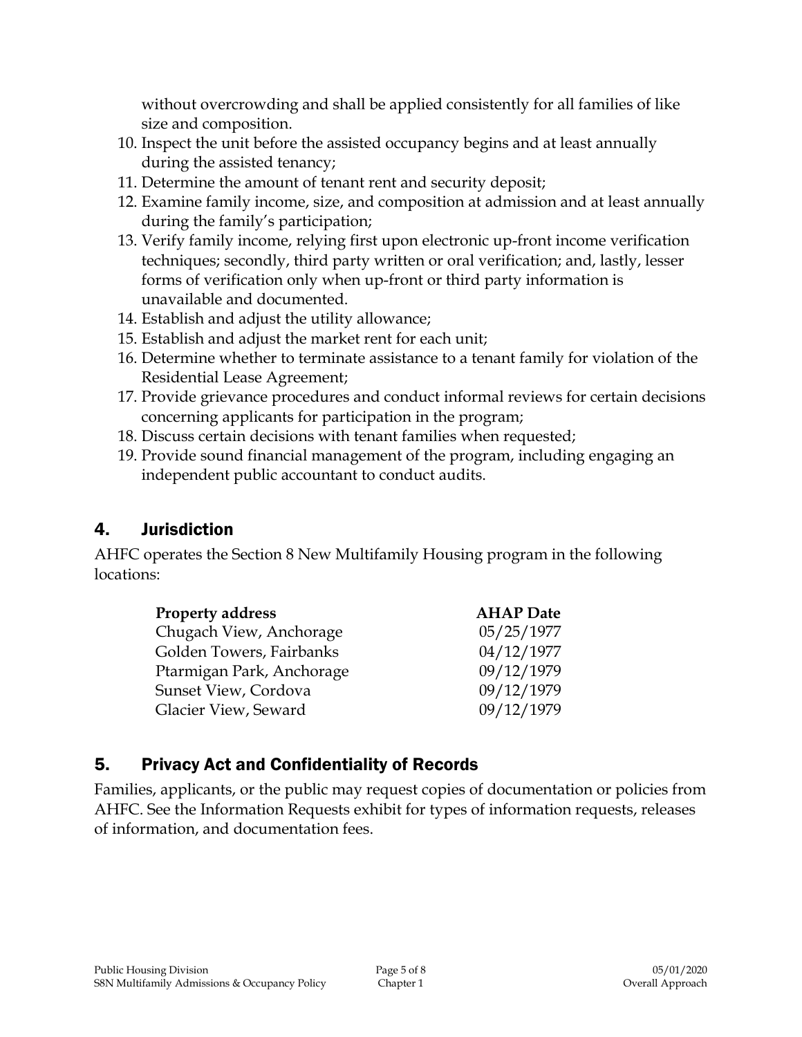without overcrowding and shall be applied consistently for all families of like size and composition.

10. Inspect the unit before the assisted occupancy begins and at least annually during the assisted tenancy;
11. Determine the amount of tenant rent and security deposit;
12. Examine family income, size, and composition at admission and at least annually during the family's participation;
13. Verify family income, relying first upon electronic up-front income verification techniques; secondly, third party written or oral verification; and, lastly, lesser forms of verification only when up-front or third party information is unavailable and documented.
14. Establish and adjust the utility allowance;
15. Establish and adjust the market rent for each unit;
16. Determine whether to terminate assistance to a tenant family for violation of the Residential Lease Agreement;
17. Provide grievance procedures and conduct informal reviews for certain decisions concerning applicants for participation in the program;
18. Discuss certain decisions with tenant families when requested;
19. Provide sound financial management of the program, including engaging an independent public accountant to conduct audits.

## 4. Jurisdiction

AHFC operates the Section 8 New Multifamily Housing program in the following locations:

| Property address | AHAP Date |
|---|---|
| Chugach View, Anchorage | 05/25/1977 |
| Golden Towers, Fairbanks | 04/12/1977 |
| Ptarmigan Park, Anchorage | 09/12/1979 |
| Sunset View, Cordova | 09/12/1979 |
| Glacier View, Seward | 09/12/1979 |

## 5. Privacy Act and Confidentiality of Records

Families, applicants, or the public may request copies of documentation or policies from AHFC. See the Information Requests exhibit for types of information requests, releases of information, and documentation fees.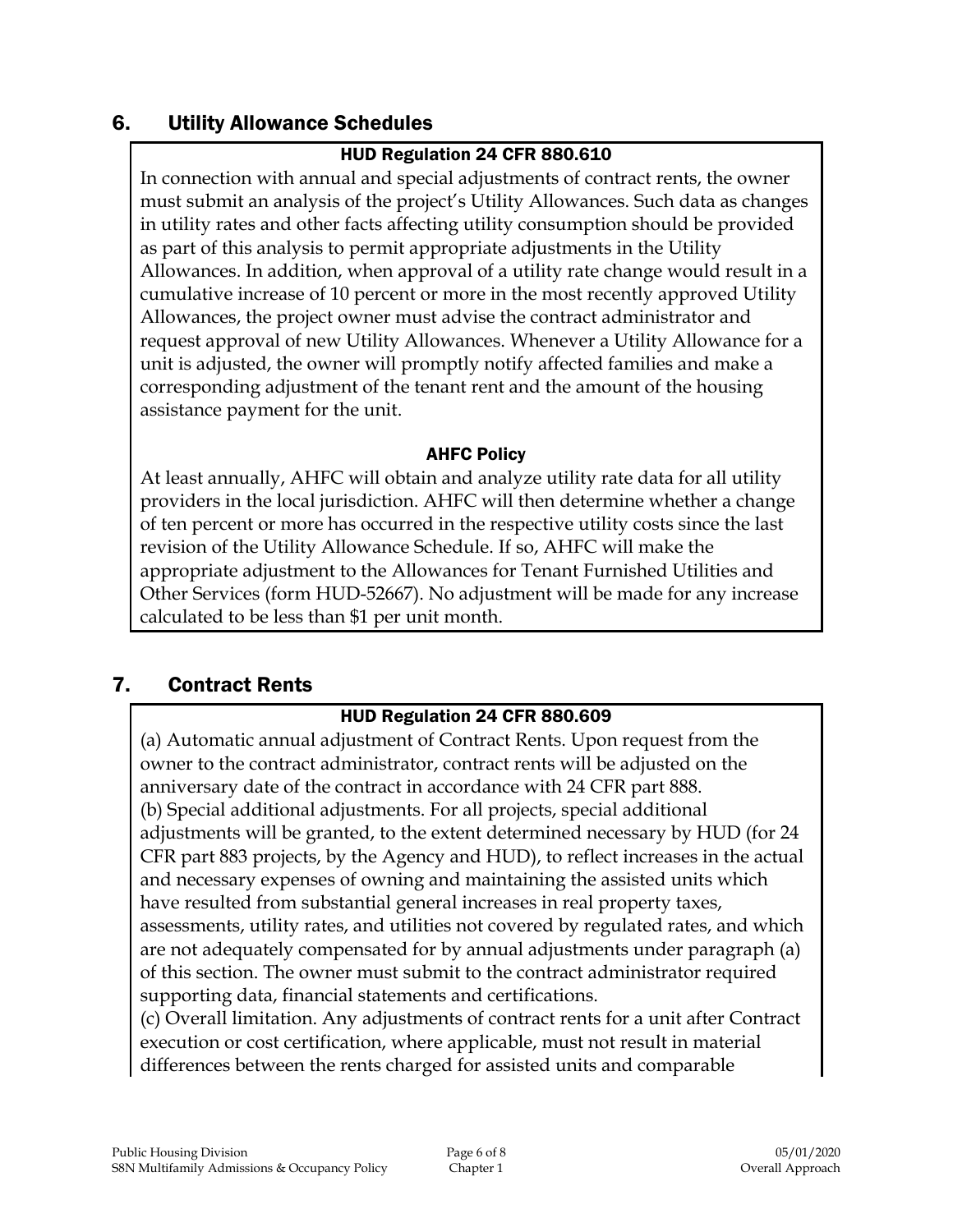## 6. Utility Allowance Schedules

**HUD Regulation 24 CFR 880.610**

In connection with annual and special adjustments of contract rents, the owner must submit an analysis of the project's Utility Allowances. Such data as changes in utility rates and other facts affecting utility consumption should be provided as part of this analysis to permit appropriate adjustments in the Utility Allowances. In addition, when approval of a utility rate change would result in a cumulative increase of 10 percent or more in the most recently approved Utility Allowances, the project owner must advise the contract administrator and request approval of new Utility Allowances. Whenever a Utility Allowance for a unit is adjusted, the owner will promptly notify affected families and make a corresponding adjustment of the tenant rent and the amount of the housing assistance payment for the unit.

**AHFC Policy**

At least annually, AHFC will obtain and analyze utility rate data for all utility providers in the local jurisdiction. AHFC will then determine whether a change of ten percent or more has occurred in the respective utility costs since the last revision of the Utility Allowance Schedule. If so, AHFC will make the appropriate adjustment to the Allowances for Tenant Furnished Utilities and Other Services (form HUD-52667). No adjustment will be made for any increase calculated to be less than $1 per unit month.

## 7. Contract Rents

**HUD Regulation 24 CFR 880.609**

(a) Automatic annual adjustment of Contract Rents. Upon request from the owner to the contract administrator, contract rents will be adjusted on the anniversary date of the contract in accordance with 24 CFR part 888.

(b) Special additional adjustments. For all projects, special additional adjustments will be granted, to the extent determined necessary by HUD (for 24 CFR part 883 projects, by the Agency and HUD), to reflect increases in the actual and necessary expenses of owning and maintaining the assisted units which have resulted from substantial general increases in real property taxes, assessments, utility rates, and utilities not covered by regulated rates, and which are not adequately compensated for by annual adjustments under paragraph (a) of this section. The owner must submit to the contract administrator required supporting data, financial statements and certifications.

(c) Overall limitation. Any adjustments of contract rents for a unit after Contract execution or cost certification, where applicable, must not result in material differences between the rents charged for assisted units and comparable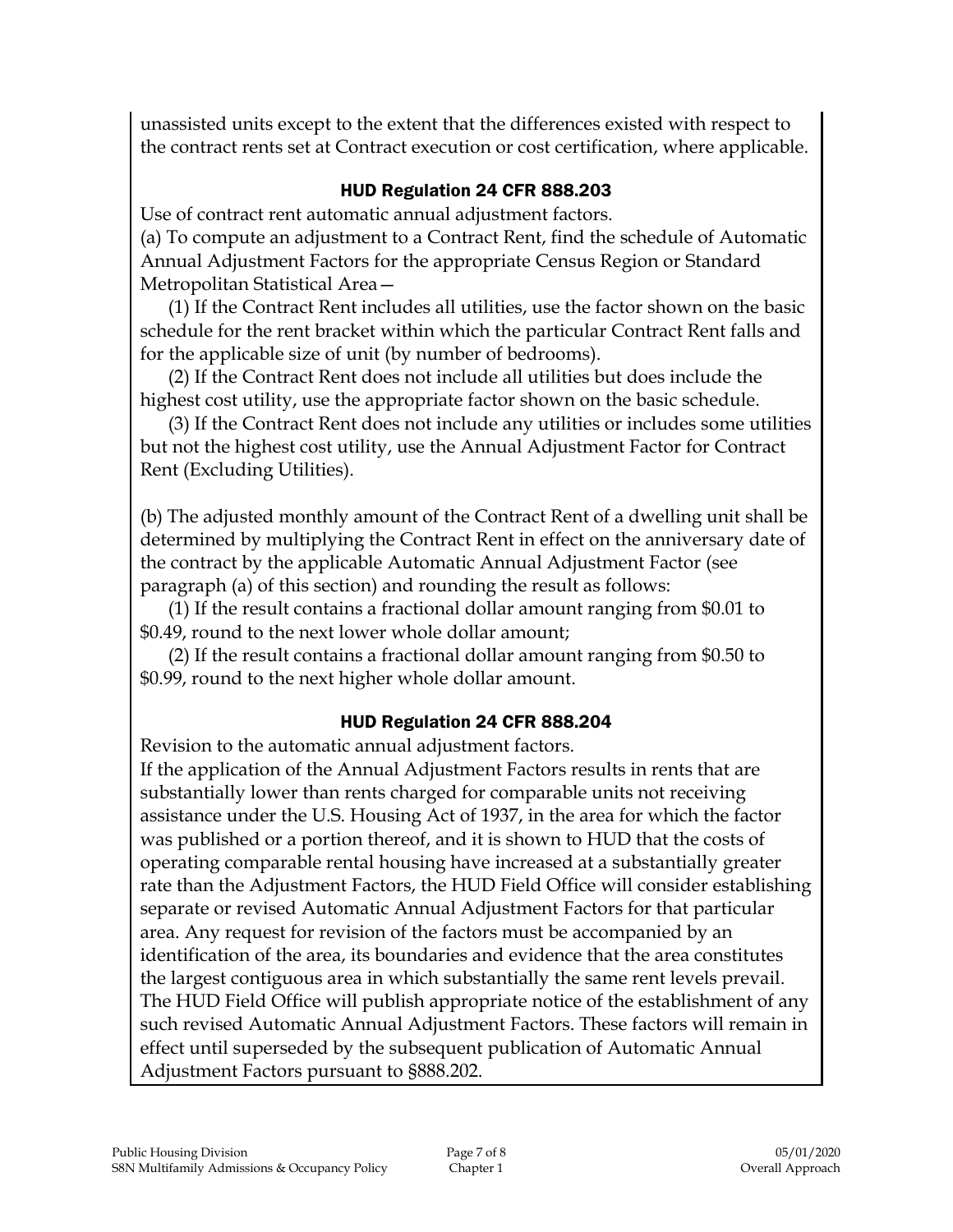unassisted units except to the extent that the differences existed with respect to the contract rents set at Contract execution or cost certification, where applicable.

### HUD Regulation 24 CFR 888.203

Use of contract rent automatic annual adjustment factors.

(a) To compute an adjustment to a Contract Rent, find the schedule of Automatic Annual Adjustment Factors for the appropriate Census Region or Standard Metropolitan Statistical Area—

(1) If the Contract Rent includes all utilities, use the factor shown on the basic schedule for the rent bracket within which the particular Contract Rent falls and for the applicable size of unit (by number of bedrooms).

(2) If the Contract Rent does not include all utilities but does include the highest cost utility, use the appropriate factor shown on the basic schedule.

(3) If the Contract Rent does not include any utilities or includes some utilities but not the highest cost utility, use the Annual Adjustment Factor for Contract Rent (Excluding Utilities).

(b) The adjusted monthly amount of the Contract Rent of a dwelling unit shall be determined by multiplying the Contract Rent in effect on the anniversary date of the contract by the applicable Automatic Annual Adjustment Factor (see paragraph (a) of this section) and rounding the result as follows:

(1) If the result contains a fractional dollar amount ranging from $0.01 to $0.49, round to the next lower whole dollar amount;

(2) If the result contains a fractional dollar amount ranging from $0.50 to $0.99, round to the next higher whole dollar amount.

### HUD Regulation 24 CFR 888.204

Revision to the automatic annual adjustment factors.

If the application of the Annual Adjustment Factors results in rents that are substantially lower than rents charged for comparable units not receiving assistance under the U.S. Housing Act of 1937, in the area for which the factor was published or a portion thereof, and it is shown to HUD that the costs of operating comparable rental housing have increased at a substantially greater rate than the Adjustment Factors, the HUD Field Office will consider establishing separate or revised Automatic Annual Adjustment Factors for that particular area. Any request for revision of the factors must be accompanied by an identification of the area, its boundaries and evidence that the area constitutes the largest contiguous area in which substantially the same rent levels prevail. The HUD Field Office will publish appropriate notice of the establishment of any such revised Automatic Annual Adjustment Factors. These factors will remain in effect until superseded by the subsequent publication of Automatic Annual Adjustment Factors pursuant to §888.202.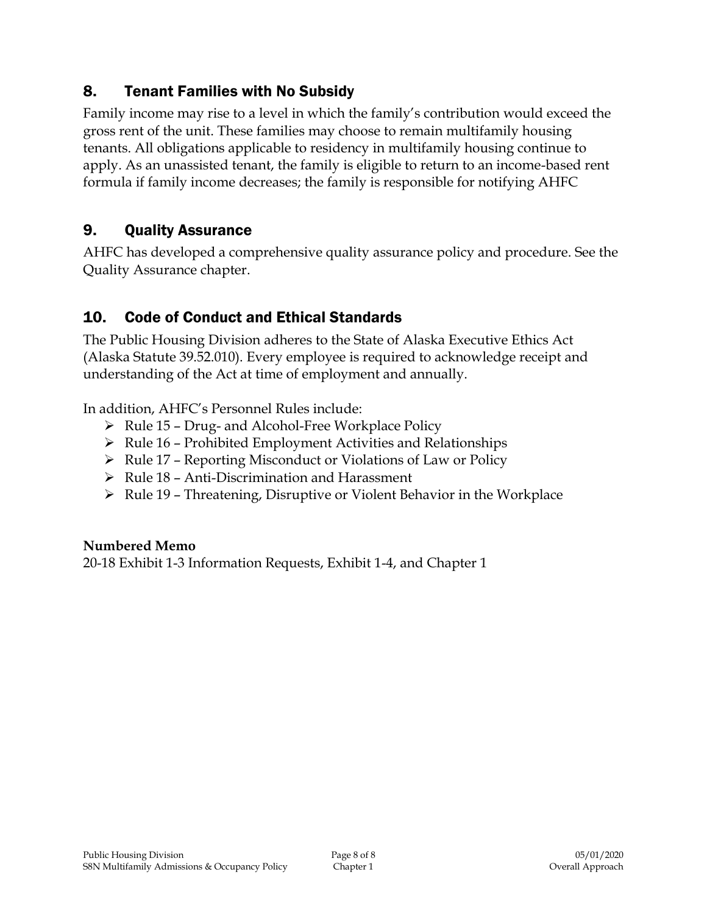## 8. Tenant Families with No Subsidy

Family income may rise to a level in which the family's contribution would exceed the gross rent of the unit. These families may choose to remain multifamily housing tenants. All obligations applicable to residency in multifamily housing continue to apply. As an unassisted tenant, the family is eligible to return to an income-based rent formula if family income decreases; the family is responsible for notifying AHFC

## 9. Quality Assurance

AHFC has developed a comprehensive quality assurance policy and procedure. See the Quality Assurance chapter.

## 10. Code of Conduct and Ethical Standards

The Public Housing Division adheres to the State of Alaska Executive Ethics Act (Alaska Statute 39.52.010). Every employee is required to acknowledge receipt and understanding of the Act at time of employment and annually.

In addition, AHFC's Personnel Rules include:

- Rule 15 – Drug- and Alcohol-Free Workplace Policy
- Rule 16 – Prohibited Employment Activities and Relationships
- Rule 17 – Reporting Misconduct or Violations of Law or Policy
- Rule 18 – Anti-Discrimination and Harassment
- Rule 19 – Threatening, Disruptive or Violent Behavior in the Workplace

**Numbered Memo**

20-18 Exhibit 1-3 Information Requests, Exhibit 1-4, and Chapter 1